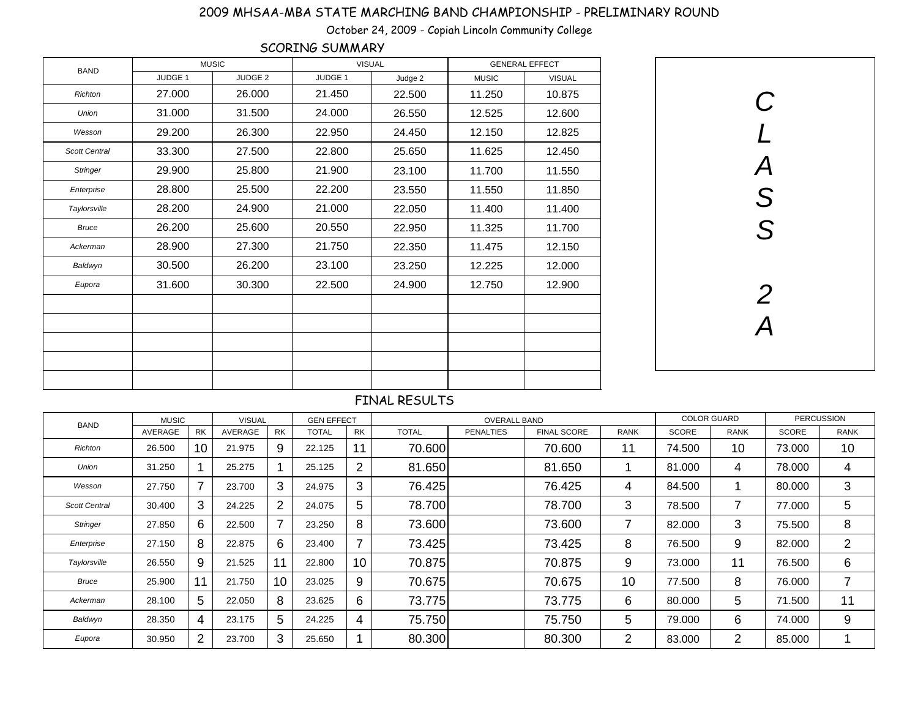# 2009 MHSAA-MBA STATE MARCHING BAND CHAMPIONSHIP - PRELIMINARY ROUND

October 24, 2009 - Copiah Lincoln Community College

## SCORING SUMMARY

| BAND | MUSIC | | VISUAL | | GENERAL EFFECT | |
|---|---|---|---|---|---|---|
| | JUDGE 1 | JUDGE 2 | JUDGE 1 | Judge 2 | MUSIC | VISUAL |
| Richton | 27.000 | 26.000 | 21.450 | 22.500 | 11.250 | 10.875 |
| Union | 31.000 | 31.500 | 24.000 | 26.550 | 12.525 | 12.600 |
| Wesson | 29.200 | 26.300 | 22.950 | 24.450 | 12.150 | 12.825 |
| Scott Central | 33.300 | 27.500 | 22.800 | 25.650 | 11.625 | 12.450 |
| Stringer | 29.900 | 25.800 | 21.900 | 23.100 | 11.700 | 11.550 |
| Enterprise | 28.800 | 25.500 | 22.200 | 23.550 | 11.550 | 11.850 |
| Taylorsville | 28.200 | 24.900 | 21.000 | 22.050 | 11.400 | 11.400 |
| Bruce | 26.200 | 25.600 | 20.550 | 22.950 | 11.325 | 11.700 |
| Ackerman | 28.900 | 27.300 | 21.750 | 22.350 | 11.475 | 12.150 |
| Baldwyn | 30.500 | 26.200 | 23.100 | 23.250 | 12.225 | 12.000 |
| Eupora | 31.600 | 30.300 | 22.500 | 24.900 | 12.750 | 12.900 |

CLASS 2A

## FINAL RESULTS

| BAND | MUSIC | | VISUAL | | GEN EFFECT | | OVERALL BAND | | | | COLOR GUARD | | PERCUSSION | |
|---|---|---|---|---|---|---|---|---|---|---|---|---|---|---|
| | AVERAGE | RK | AVERAGE | RK | TOTAL | RK | TOTAL | PENALTIES | FINAL SCORE | RANK | SCORE | RANK | SCORE | RANK |
| Richton | 26.500 | 10 | 21.975 | 9 | 22.125 | 11 | 70.600 | | 70.600 | 11 | 74.500 | 10 | 73.000 | 10 |
| Union | 31.250 | 1 | 25.275 | 1 | 25.125 | 2 | 81.650 | | 81.650 | 1 | 81.000 | 4 | 78.000 | 4 |
| Wesson | 27.750 | 7 | 23.700 | 3 | 24.975 | 3 | 76.425 | | 76.425 | 4 | 84.500 | 1 | 80.000 | 3 |
| Scott Central | 30.400 | 3 | 24.225 | 2 | 24.075 | 5 | 78.700 | | 78.700 | 3 | 78.500 | 7 | 77.000 | 5 |
| Stringer | 27.850 | 6 | 22.500 | 7 | 23.250 | 8 | 73.600 | | 73.600 | 7 | 82.000 | 3 | 75.500 | 8 |
| Enterprise | 27.150 | 8 | 22.875 | 6 | 23.400 | 7 | 73.425 | | 73.425 | 8 | 76.500 | 9 | 82.000 | 2 |
| Taylorsville | 26.550 | 9 | 21.525 | 11 | 22.800 | 10 | 70.875 | | 70.875 | 9 | 73.000 | 11 | 76.500 | 6 |
| Bruce | 25.900 | 11 | 21.750 | 10 | 23.025 | 9 | 70.675 | | 70.675 | 10 | 77.500 | 8 | 76.000 | 7 |
| Ackerman | 28.100 | 5 | 22.050 | 8 | 23.625 | 6 | 73.775 | | 73.775 | 6 | 80.000 | 5 | 71.500 | 11 |
| Baldwyn | 28.350 | 4 | 23.175 | 5 | 24.225 | 4 | 75.750 | | 75.750 | 5 | 79.000 | 6 | 74.000 | 9 |
| Eupora | 30.950 | 2 | 23.700 | 3 | 25.650 | 1 | 80.300 | | 80.300 | 2 | 83.000 | 2 | 85.000 | 1 |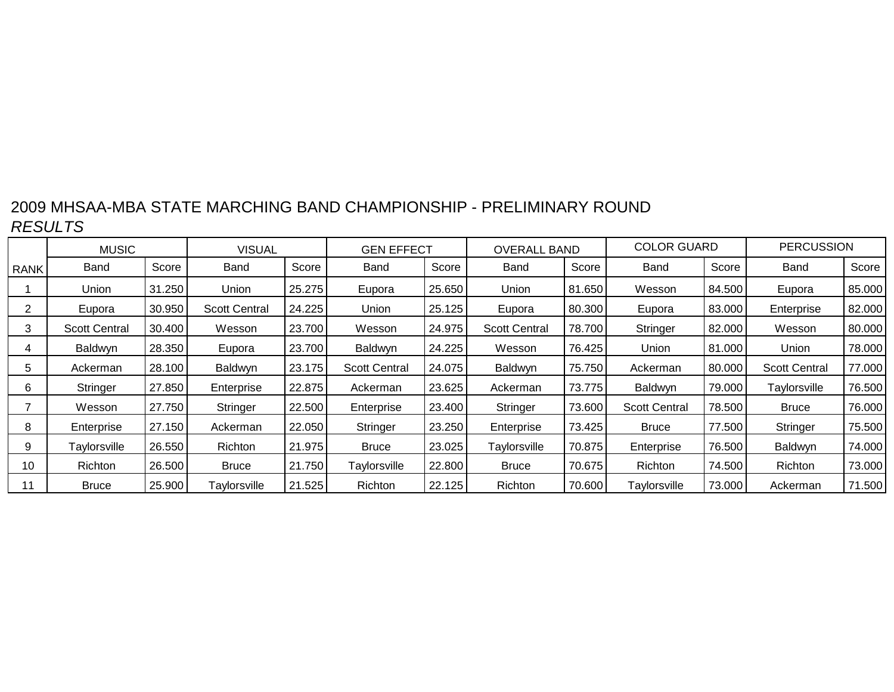2009 MHSAA-MBA STATE MARCHING BAND CHAMPIONSHIP - PRELIMINARY ROUND

*RESULTS*

| | MUSIC | | VISUAL | | GEN EFFECT | | OVERALL BAND | | COLOR GUARD | | PERCUSSION | |
|---|---|---|---|---|---|---|---|---|---|---|---|---|
| RANK | Band | Score | Band | Score | Band | Score | Band | Score | Band | Score | Band | Score |
| 1 | Union | 31.250 | Union | 25.275 | Eupora | 25.650 | Union | 81.650 | Wesson | 84.500 | Eupora | 85.000 |
| 2 | Eupora | 30.950 | Scott Central | 24.225 | Union | 25.125 | Eupora | 80.300 | Eupora | 83.000 | Enterprise | 82.000 |
| 3 | Scott Central | 30.400 | Wesson | 23.700 | Wesson | 24.975 | Scott Central | 78.700 | Stringer | 82.000 | Wesson | 80.000 |
| 4 | Baldwyn | 28.350 | Eupora | 23.700 | Baldwyn | 24.225 | Wesson | 76.425 | Union | 81.000 | Union | 78.000 |
| 5 | Ackerman | 28.100 | Baldwyn | 23.175 | Scott Central | 24.075 | Baldwyn | 75.750 | Ackerman | 80.000 | Scott Central | 77.000 |
| 6 | Stringer | 27.850 | Enterprise | 22.875 | Ackerman | 23.625 | Ackerman | 73.775 | Baldwyn | 79.000 | Taylorsville | 76.500 |
| 7 | Wesson | 27.750 | Stringer | 22.500 | Enterprise | 23.400 | Stringer | 73.600 | Scott Central | 78.500 | Bruce | 76.000 |
| 8 | Enterprise | 27.150 | Ackerman | 22.050 | Stringer | 23.250 | Enterprise | 73.425 | Bruce | 77.500 | Stringer | 75.500 |
| 9 | Taylorsville | 26.550 | Richton | 21.975 | Bruce | 23.025 | Taylorsville | 70.875 | Enterprise | 76.500 | Baldwyn | 74.000 |
| 10 | Richton | 26.500 | Bruce | 21.750 | Taylorsville | 22.800 | Bruce | 70.675 | Richton | 74.500 | Richton | 73.000 |
| 11 | Bruce | 25.900 | Taylorsville | 21.525 | Richton | 22.125 | Richton | 70.600 | Taylorsville | 73.000 | Ackerman | 71.500 |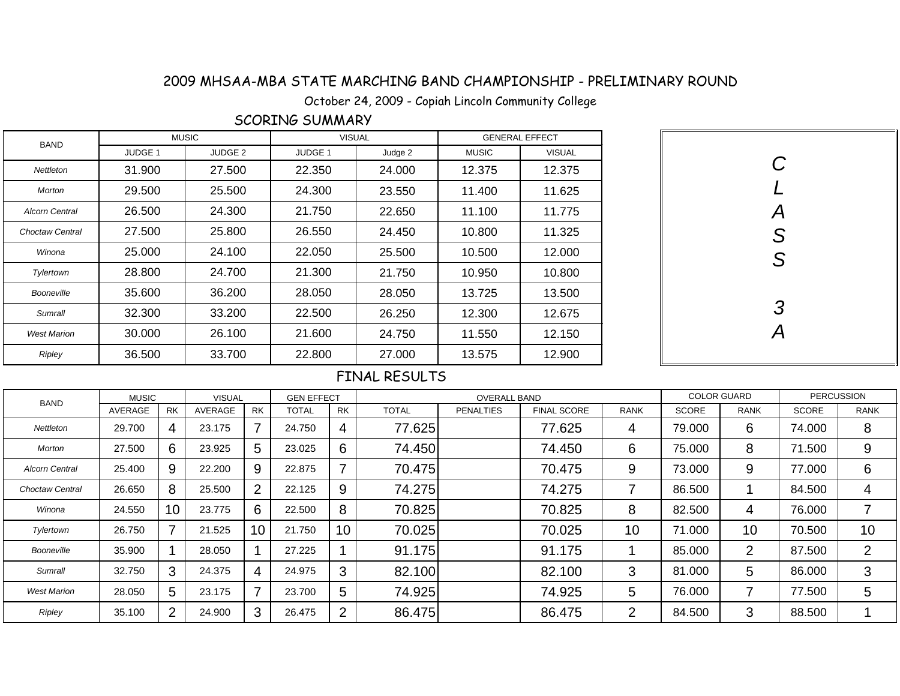# 2009 MHSAA-MBA STATE MARCHING BAND CHAMPIONSHIP - PRELIMINARY ROUND

October 24, 2009 - Copiah Lincoln Community College

## SCORING SUMMARY

**CLASS 3A**

| BAND | MUSIC | | VISUAL | | GENERAL EFFECT | |
|---|---|---|---|---|---|---|
| | JUDGE 1 | JUDGE 2 | JUDGE 1 | Judge 2 | MUSIC | VISUAL |
| *Nettleton* | 31.900 | 27.500 | 22.350 | 24.000 | 12.375 | 12.375 |
| *Morton* | 29.500 | 25.500 | 24.300 | 23.550 | 11.400 | 11.625 |
| *Alcorn Central* | 26.500 | 24.300 | 21.750 | 22.650 | 11.100 | 11.775 |
| *Choctaw Central* | 27.500 | 25.800 | 26.550 | 24.450 | 10.800 | 11.325 |
| *Winona* | 25.000 | 24.100 | 22.050 | 25.500 | 10.500 | 12.000 |
| *Tylertown* | 28.800 | 24.700 | 21.300 | 21.750 | 10.950 | 10.800 |
| *Booneville* | 35.600 | 36.200 | 28.050 | 28.050 | 13.725 | 13.500 |
| *Sumrall* | 32.300 | 33.200 | 22.500 | 26.250 | 12.300 | 12.675 |
| *West Marion* | 30.000 | 26.100 | 21.600 | 24.750 | 11.550 | 12.150 |
| *Ripley* | 36.500 | 33.700 | 22.800 | 27.000 | 13.575 | 12.900 |

## FINAL RESULTS

| BAND | MUSIC | | VISUAL | | GEN EFFECT | | OVERALL BAND | | | | COLOR GUARD | | PERCUSSION | |
|---|---|---|---|---|---|---|---|---|---|---|---|---|---|---|
| | AVERAGE | RK | AVERAGE | RK | TOTAL | RK | TOTAL | PENALTIES | FINAL SCORE | RANK | SCORE | RANK | SCORE | RANK |
| *Nettleton* | 29.700 | 4 | 23.175 | 7 | 24.750 | 4 | 77.625 | | 77.625 | 4 | 79.000 | 6 | 74.000 | 8 |
| *Morton* | 27.500 | 6 | 23.925 | 5 | 23.025 | 6 | 74.450 | | 74.450 | 6 | 75.000 | 8 | 71.500 | 9 |
| *Alcorn Central* | 25.400 | 9 | 22.200 | 9 | 22.875 | 7 | 70.475 | | 70.475 | 9 | 73.000 | 9 | 77.000 | 6 |
| *Choctaw Central* | 26.650 | 8 | 25.500 | 2 | 22.125 | 9 | 74.275 | | 74.275 | 7 | 86.500 | 1 | 84.500 | 4 |
| *Winona* | 24.550 | 10 | 23.775 | 6 | 22.500 | 8 | 70.825 | | 70.825 | 8 | 82.500 | 4 | 76.000 | 7 |
| *Tylertown* | 26.750 | 7 | 21.525 | 10 | 21.750 | 10 | 70.025 | | 70.025 | 10 | 71.000 | 10 | 70.500 | 10 |
| *Booneville* | 35.900 | 1 | 28.050 | 1 | 27.225 | 1 | 91.175 | | 91.175 | 1 | 85.000 | 2 | 87.500 | 2 |
| *Sumrall* | 32.750 | 3 | 24.375 | 4 | 24.975 | 3 | 82.100 | | 82.100 | 3 | 81.000 | 5 | 86.000 | 3 |
| *West Marion* | 28.050 | 5 | 23.175 | 7 | 23.700 | 5 | 74.925 | | 74.925 | 5 | 76.000 | 7 | 77.500 | 5 |
| *Ripley* | 35.100 | 2 | 24.900 | 3 | 26.475 | 2 | 86.475 | | 86.475 | 2 | 84.500 | 3 | 88.500 | 1 |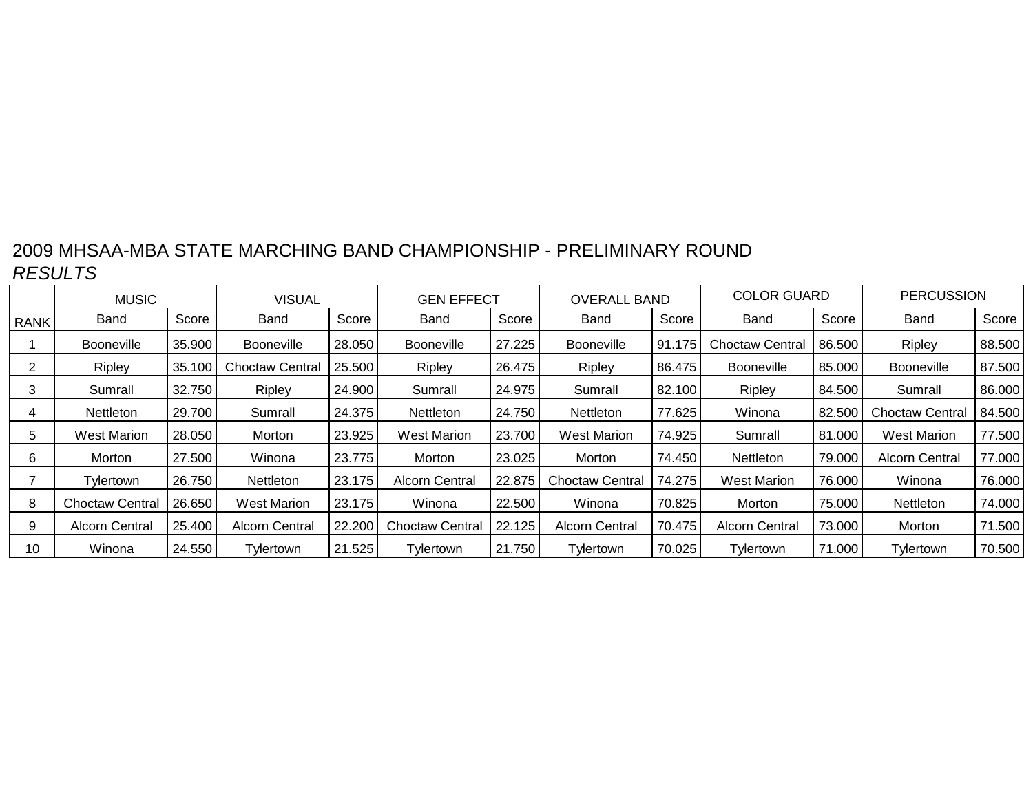2009 MHSAA-MBA STATE MARCHING BAND CHAMPIONSHIP - PRELIMINARY ROUND

*RESULTS*

| | MUSIC | | VISUAL | | GEN EFFECT | | OVERALL BAND | | COLOR GUARD | | PERCUSSION | |
|---|---|---|---|---|---|---|---|---|---|---|---|---|
| RANK | Band | Score | Band | Score | Band | Score | Band | Score | Band | Score | Band | Score |
| 1 | Booneville | 35.900 | Booneville | 28.050 | Booneville | 27.225 | Booneville | 91.175 | Choctaw Central | 86.500 | Ripley | 88.500 |
| 2 | Ripley | 35.100 | Choctaw Central | 25.500 | Ripley | 26.475 | Ripley | 86.475 | Booneville | 85.000 | Booneville | 87.500 |
| 3 | Sumrall | 32.750 | Ripley | 24.900 | Sumrall | 24.975 | Sumrall | 82.100 | Ripley | 84.500 | Sumrall | 86.000 |
| 4 | Nettleton | 29.700 | Sumrall | 24.375 | Nettleton | 24.750 | Nettleton | 77.625 | Winona | 82.500 | Choctaw Central | 84.500 |
| 5 | West Marion | 28.050 | Morton | 23.925 | West Marion | 23.700 | West Marion | 74.925 | Sumrall | 81.000 | West Marion | 77.500 |
| 6 | Morton | 27.500 | Winona | 23.775 | Morton | 23.025 | Morton | 74.450 | Nettleton | 79.000 | Alcorn Central | 77.000 |
| 7 | Tylertown | 26.750 | Nettleton | 23.175 | Alcorn Central | 22.875 | Choctaw Central | 74.275 | West Marion | 76.000 | Winona | 76.000 |
| 8 | Choctaw Central | 26.650 | West Marion | 23.175 | Winona | 22.500 | Winona | 70.825 | Morton | 75.000 | Nettleton | 74.000 |
| 9 | Alcorn Central | 25.400 | Alcorn Central | 22.200 | Choctaw Central | 22.125 | Alcorn Central | 70.475 | Alcorn Central | 73.000 | Morton | 71.500 |
| 10 | Winona | 24.550 | Tylertown | 21.525 | Tylertown | 21.750 | Tylertown | 70.025 | Tylertown | 71.000 | Tylertown | 70.500 |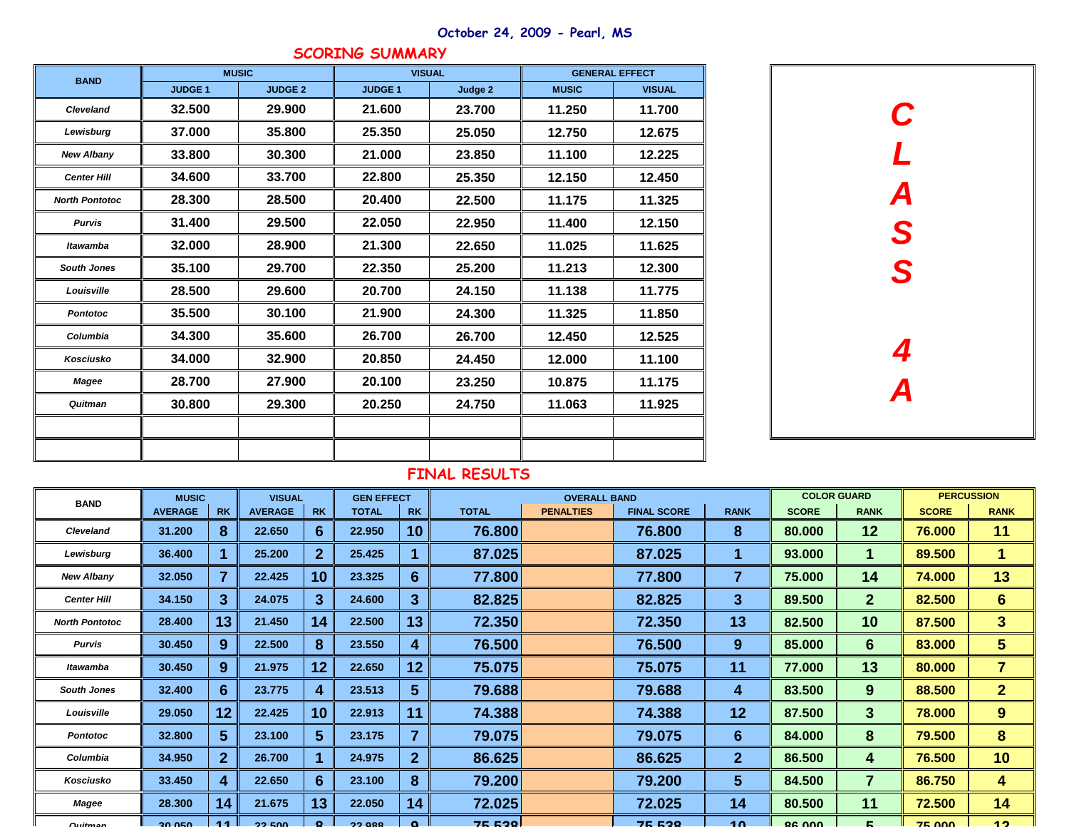October 24, 2009 - Pearl, MS

## SCORING SUMMARY

| BAND | MUSIC | | VISUAL | | GENERAL EFFECT | |
|---|---|---|---|---|---|---|
| | JUDGE 1 | JUDGE 2 | JUDGE 1 | Judge 2 | MUSIC | VISUAL |
| Cleveland | 32.500 | 29.900 | 21.600 | 23.700 | 11.250 | 11.700 |
| Lewisburg | 37.000 | 35.800 | 25.350 | 25.050 | 12.750 | 12.675 |
| New Albany | 33.800 | 30.300 | 21.000 | 23.850 | 11.100 | 12.225 |
| Center Hill | 34.600 | 33.700 | 22.800 | 25.350 | 12.150 | 12.450 |
| North Pontotoc | 28.300 | 28.500 | 20.400 | 22.500 | 11.175 | 11.325 |
| Purvis | 31.400 | 29.500 | 22.050 | 22.950 | 11.400 | 12.150 |
| Itawamba | 32.000 | 28.900 | 21.300 | 22.650 | 11.025 | 11.625 |
| South Jones | 35.100 | 29.700 | 22.350 | 25.200 | 11.213 | 12.300 |
| Louisville | 28.500 | 29.600 | 20.700 | 24.150 | 11.138 | 11.775 |
| Pontotoc | 35.500 | 30.100 | 21.900 | 24.300 | 11.325 | 11.850 |
| Columbia | 34.300 | 35.600 | 26.700 | 26.700 | 12.450 | 12.525 |
| Kosciusko | 34.000 | 32.900 | 20.850 | 24.450 | 12.000 | 11.100 |
| Magee | 28.700 | 27.900 | 20.100 | 23.250 | 10.875 | 11.175 |
| Quitman | 30.800 | 29.300 | 20.250 | 24.750 | 11.063 | 11.925 |
| | | | | | | |
| | | | | | | |

CLASS 4A

## FINAL RESULTS

| BAND | MUSIC | | VISUAL | | GEN EFFECT | | OVERALL BAND | | | | COLOR GUARD | | PERCUSSION | |
|---|---|---|---|---|---|---|---|---|---|---|---|---|---|---|
| | AVERAGE | RK | AVERAGE | RK | TOTAL | RK | TOTAL | PENALTIES | FINAL SCORE | RANK | SCORE | RANK | SCORE | RANK |
| Cleveland | 31.200 | 8 | 22.650 | 6 | 22.950 | 10 | 76.800 | | 76.800 | 8 | 80.000 | 12 | 76.000 | 11 |
| Lewisburg | 36.400 | 1 | 25.200 | 2 | 25.425 | 1 | 87.025 | | 87.025 | 1 | 93.000 | 1 | 89.500 | 1 |
| New Albany | 32.050 | 7 | 22.425 | 10 | 23.325 | 6 | 77.800 | | 77.800 | 7 | 75.000 | 14 | 74.000 | 13 |
| Center Hill | 34.150 | 3 | 24.075 | 3 | 24.600 | 3 | 82.825 | | 82.825 | 3 | 89.500 | 2 | 82.500 | 6 |
| North Pontotoc | 28.400 | 13 | 21.450 | 14 | 22.500 | 13 | 72.350 | | 72.350 | 13 | 82.500 | 10 | 87.500 | 3 |
| Purvis | 30.450 | 9 | 22.500 | 8 | 23.550 | 4 | 76.500 | | 76.500 | 9 | 85.000 | 6 | 83.000 | 5 |
| Itawamba | 30.450 | 9 | 21.975 | 12 | 22.650 | 12 | 75.075 | | 75.075 | 11 | 77.000 | 13 | 80.000 | 7 |
| South Jones | 32.400 | 6 | 23.775 | 4 | 23.513 | 5 | 79.688 | | 79.688 | 4 | 83.500 | 9 | 88.500 | 2 |
| Louisville | 29.050 | 12 | 22.425 | 10 | 22.913 | 11 | 74.388 | | 74.388 | 12 | 87.500 | 3 | 78.000 | 9 |
| Pontotoc | 32.800 | 5 | 23.100 | 5 | 23.175 | 7 | 79.075 | | 79.075 | 6 | 84.000 | 8 | 79.500 | 8 |
| Columbia | 34.950 | 2 | 26.700 | 1 | 24.975 | 2 | 86.625 | | 86.625 | 2 | 86.500 | 4 | 76.500 | 10 |
| Kosciusko | 33.450 | 4 | 22.650 | 6 | 23.100 | 8 | 79.200 | | 79.200 | 5 | 84.500 | 7 | 86.750 | 4 |
| Magee | 28.300 | 14 | 21.675 | 13 | 22.050 | 14 | 72.025 | | 72.025 | 14 | 80.500 | 11 | 72.500 | 14 |
| Quitman | 30.050 | 11 | 22.500 | 8 | 22.988 | 9 | 75.538 | | 75.538 | 10 | 86.000 | 5 | 75.000 | 12 |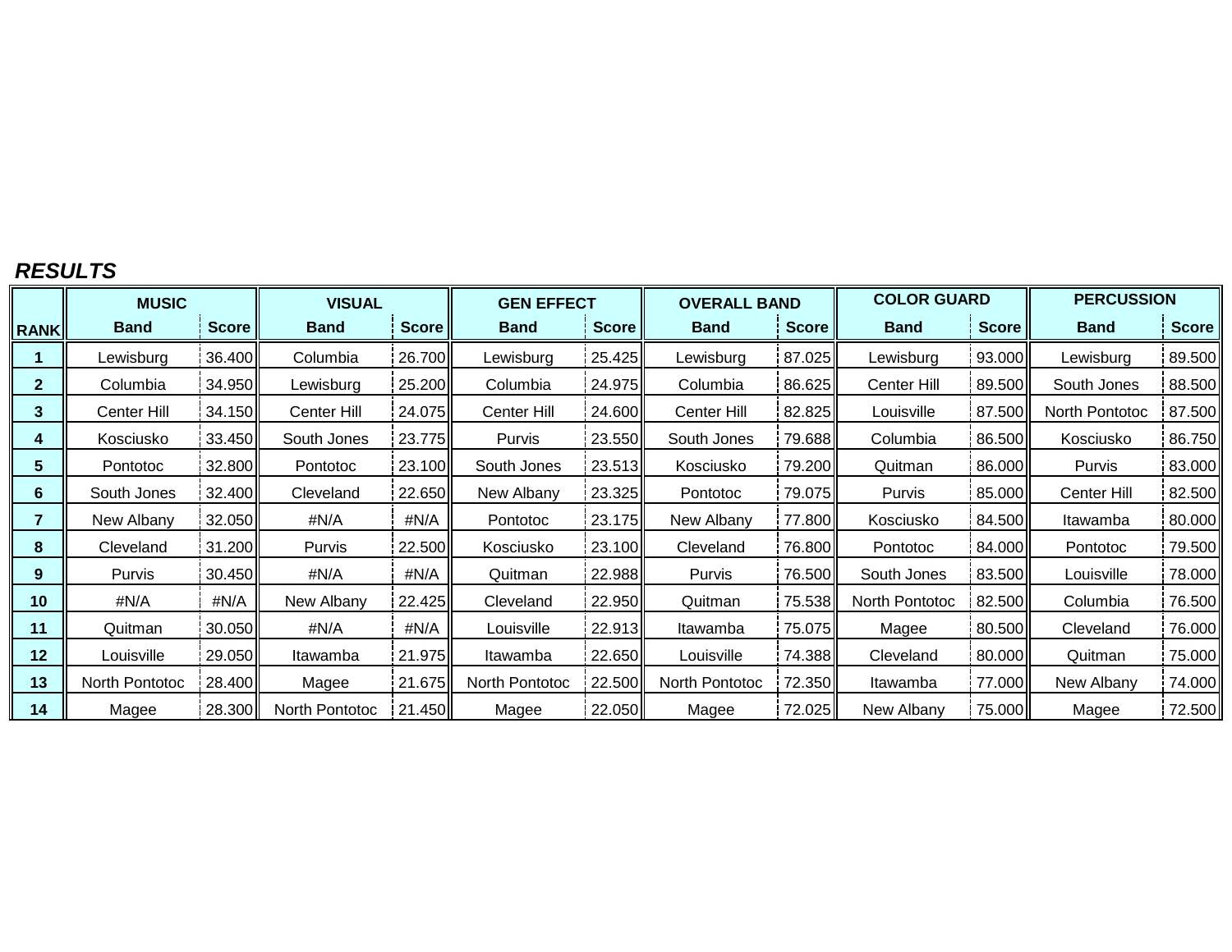***RESULTS***

| RANK | MUSIC | | VISUAL | | GEN EFFECT | | OVERALL BAND | | COLOR GUARD | | PERCUSSION | |
|---|---|---|---|---|---|---|---|---|---|---|---|---|
| | **Band** | **Score** | **Band** | **Score** | **Band** | **Score** | **Band** | **Score** | **Band** | **Score** | **Band** | **Score** |
| **1** | Lewisburg | 36.400 | Columbia | 26.700 | Lewisburg | 25.425 | Lewisburg | 87.025 | Lewisburg | 93.000 | Lewisburg | 89.500 |
| **2** | Columbia | 34.950 | Lewisburg | 25.200 | Columbia | 24.975 | Columbia | 86.625 | Center Hill | 89.500 | South Jones | 88.500 |
| **3** | Center Hill | 34.150 | Center Hill | 24.075 | Center Hill | 24.600 | Center Hill | 82.825 | Louisville | 87.500 | North Pontotoc | 87.500 |
| **4** | Kosciusko | 33.450 | South Jones | 23.775 | Purvis | 23.550 | South Jones | 79.688 | Columbia | 86.500 | Kosciusko | 86.750 |
| **5** | Pontotoc | 32.800 | Pontotoc | 23.100 | South Jones | 23.513 | Kosciusko | 79.200 | Quitman | 86.000 | Purvis | 83.000 |
| **6** | South Jones | 32.400 | Cleveland | 22.650 | New Albany | 23.325 | Pontotoc | 79.075 | Purvis | 85.000 | Center Hill | 82.500 |
| **7** | New Albany | 32.050 | #N/A | #N/A | Pontotoc | 23.175 | New Albany | 77.800 | Kosciusko | 84.500 | Itawamba | 80.000 |
| **8** | Cleveland | 31.200 | Purvis | 22.500 | Kosciusko | 23.100 | Cleveland | 76.800 | Pontotoc | 84.000 | Pontotoc | 79.500 |
| **9** | Purvis | 30.450 | #N/A | #N/A | Quitman | 22.988 | Purvis | 76.500 | South Jones | 83.500 | Louisville | 78.000 |
| **10** | #N/A | #N/A | New Albany | 22.425 | Cleveland | 22.950 | Quitman | 75.538 | North Pontotoc | 82.500 | Columbia | 76.500 |
| **11** | Quitman | 30.050 | #N/A | #N/A | Louisville | 22.913 | Itawamba | 75.075 | Magee | 80.500 | Cleveland | 76.000 |
| **12** | Louisville | 29.050 | Itawamba | 21.975 | Itawamba | 22.650 | Louisville | 74.388 | Cleveland | 80.000 | Quitman | 75.000 |
| **13** | North Pontotoc | 28.400 | Magee | 21.675 | North Pontotoc | 22.500 | North Pontotoc | 72.350 | Itawamba | 77.000 | New Albany | 74.000 |
| **14** | Magee | 28.300 | North Pontotoc | 21.450 | Magee | 22.050 | Magee | 72.025 | New Albany | 75.000 | Magee | 72.500 |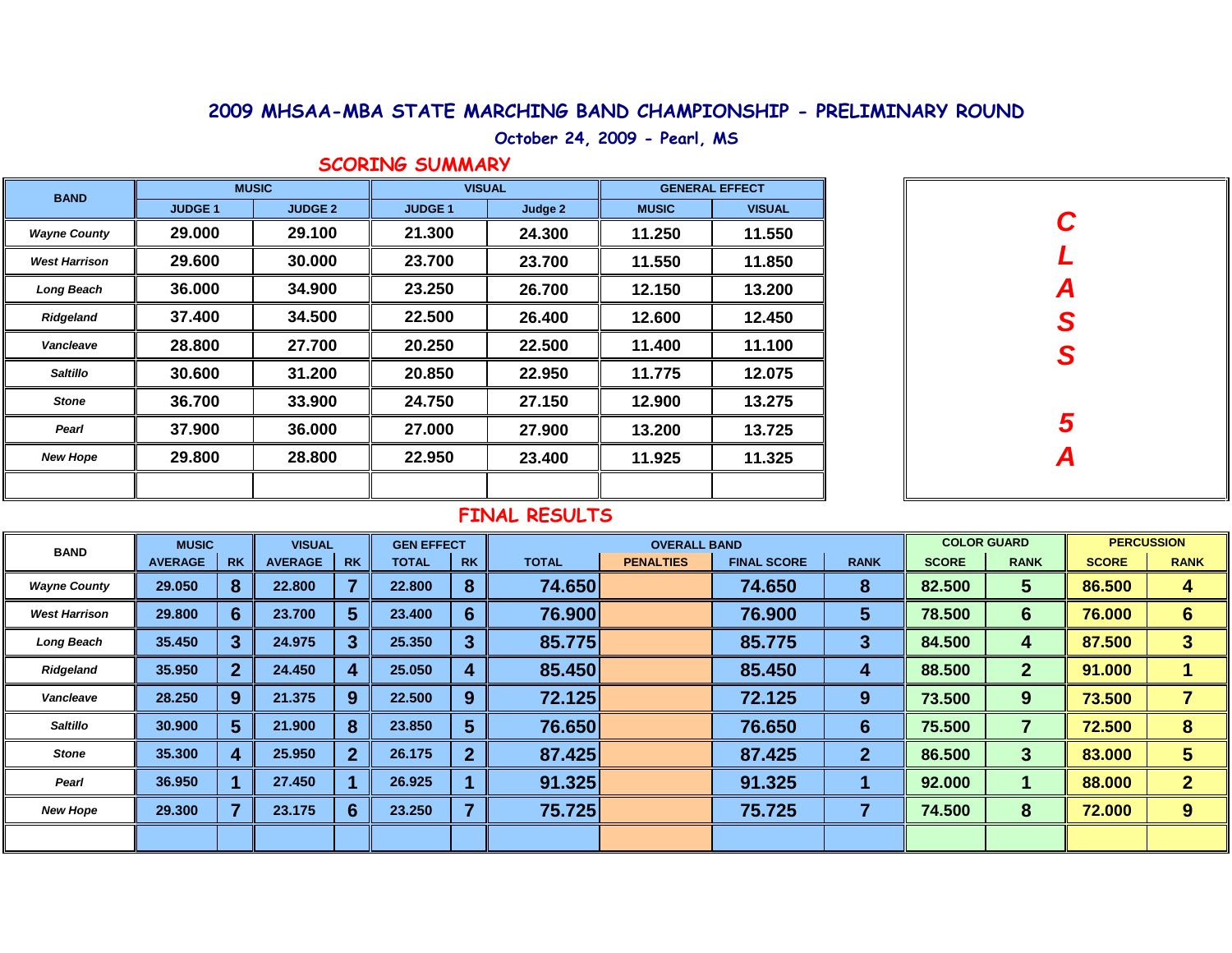# 2009 MHSAA-MBA STATE MARCHING BAND CHAMPIONSHIP - PRELIMINARY ROUND

October 24, 2009 - Pearl, MS

## SCORING SUMMARY

**CLASS 5A**

| BAND | MUSIC | | VISUAL | | GENERAL EFFECT | |
|---|---|---|---|---|---|---|
| | JUDGE 1 | JUDGE 2 | JUDGE 1 | Judge 2 | MUSIC | VISUAL |
| *Wayne County* | 29.000 | 29.100 | 21.300 | 24.300 | 11.250 | 11.550 |
| *West Harrison* | 29.600 | 30.000 | 23.700 | 23.700 | 11.550 | 11.850 |
| *Long Beach* | 36.000 | 34.900 | 23.250 | 26.700 | 12.150 | 13.200 |
| *Ridgeland* | 37.400 | 34.500 | 22.500 | 26.400 | 12.600 | 12.450 |
| *Vancleave* | 28.800 | 27.700 | 20.250 | 22.500 | 11.400 | 11.100 |
| *Saltillo* | 30.600 | 31.200 | 20.850 | 22.950 | 11.775 | 12.075 |
| *Stone* | 36.700 | 33.900 | 24.750 | 27.150 | 12.900 | 13.275 |
| *Pearl* | 37.900 | 36.000 | 27.000 | 27.900 | 13.200 | 13.725 |
| *New Hope* | 29.800 | 28.800 | 22.950 | 23.400 | 11.925 | 11.325 |
| | | | | | | |

## FINAL RESULTS

| BAND | MUSIC | | VISUAL | | GEN EFFECT | | OVERALL BAND | | | | COLOR GUARD | | PERCUSSION | |
|---|---|---|---|---|---|---|---|---|---|---|---|---|---|---|
| | AVERAGE | RK | AVERAGE | RK | TOTAL | RK | TOTAL | PENALTIES | FINAL SCORE | RANK | SCORE | RANK | SCORE | RANK |
| *Wayne County* | 29.050 | 8 | 22.800 | 7 | 22.800 | 8 | 74.650 | | 74.650 | 8 | 82.500 | 5 | 86.500 | 4 |
| *West Harrison* | 29.800 | 6 | 23.700 | 5 | 23.400 | 6 | 76.900 | | 76.900 | 5 | 78.500 | 6 | 76.000 | 6 |
| *Long Beach* | 35.450 | 3 | 24.975 | 3 | 25.350 | 3 | 85.775 | | 85.775 | 3 | 84.500 | 4 | 87.500 | 3 |
| *Ridgeland* | 35.950 | 2 | 24.450 | 4 | 25.050 | 4 | 85.450 | | 85.450 | 4 | 88.500 | 2 | 91.000 | 1 |
| *Vancleave* | 28.250 | 9 | 21.375 | 9 | 22.500 | 9 | 72.125 | | 72.125 | 9 | 73.500 | 9 | 73.500 | 7 |
| *Saltillo* | 30.900 | 5 | 21.900 | 8 | 23.850 | 5 | 76.650 | | 76.650 | 6 | 75.500 | 7 | 72.500 | 8 |
| *Stone* | 35.300 | 4 | 25.950 | 2 | 26.175 | 2 | 87.425 | | 87.425 | 2 | 86.500 | 3 | 83.000 | 5 |
| *Pearl* | 36.950 | 1 | 27.450 | 1 | 26.925 | 1 | 91.325 | | 91.325 | 1 | 92.000 | 1 | 88.000 | 2 |
| *New Hope* | 29.300 | 7 | 23.175 | 6 | 23.250 | 7 | 75.725 | | 75.725 | 7 | 74.500 | 8 | 72.000 | 9 |
| | | | | | | | | | | | | | | |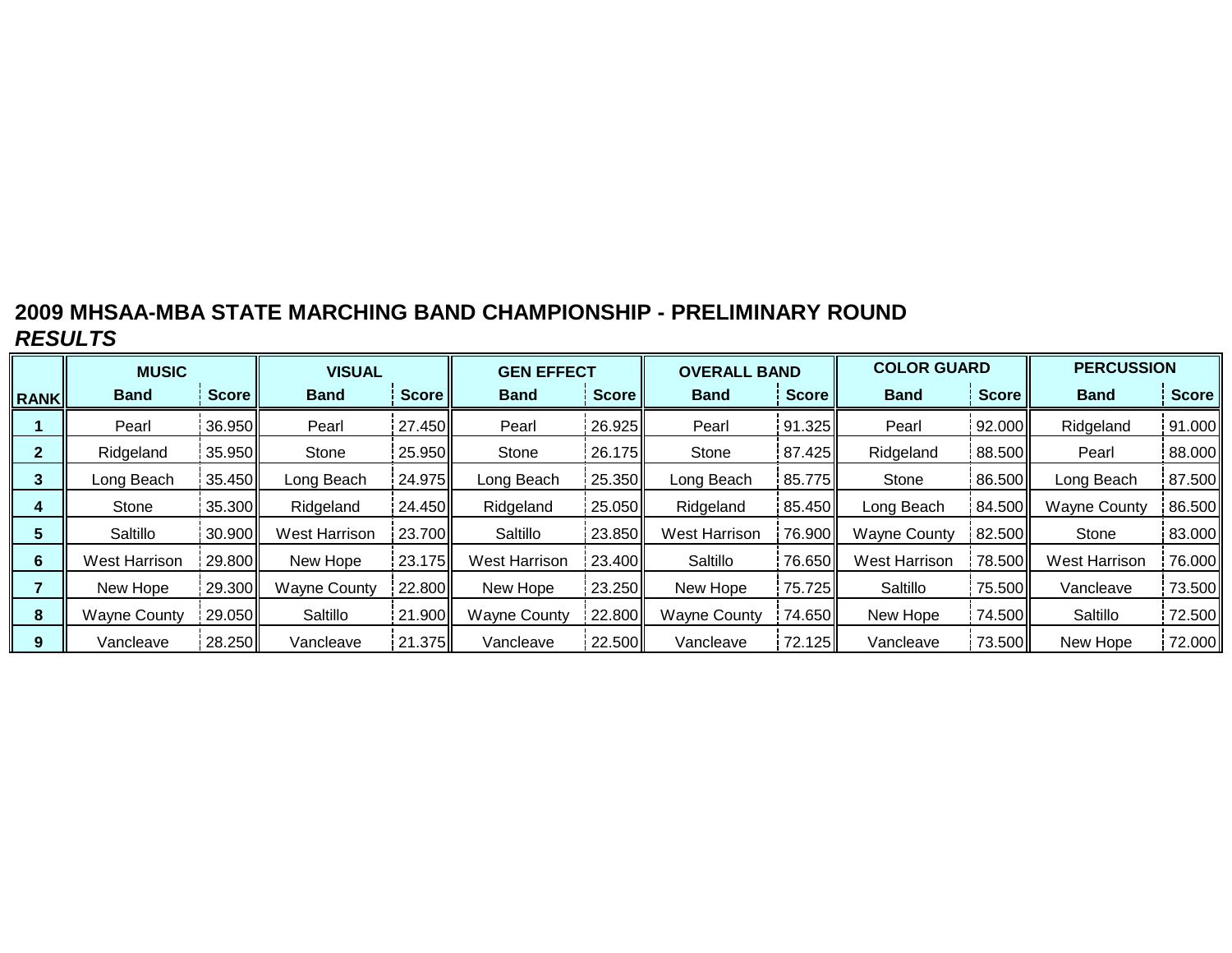**2009 MHSAA-MBA STATE MARCHING BAND CHAMPIONSHIP - PRELIMINARY ROUND**

***RESULTS***

| RANK | MUSIC | | VISUAL | | GEN EFFECT | | OVERALL BAND | | COLOR GUARD | | PERCUSSION | |
|---|---|---|---|---|---|---|---|---|---|---|---|---|
| | Band | Score | Band | Score | Band | Score | Band | Score | Band | Score | Band | Score |
| 1 | Pearl | 36.950 | Pearl | 27.450 | Pearl | 26.925 | Pearl | 91.325 | Pearl | 92.000 | Ridgeland | 91.000 |
| 2 | Ridgeland | 35.950 | Stone | 25.950 | Stone | 26.175 | Stone | 87.425 | Ridgeland | 88.500 | Pearl | 88.000 |
| 3 | Long Beach | 35.450 | Long Beach | 24.975 | Long Beach | 25.350 | Long Beach | 85.775 | Stone | 86.500 | Long Beach | 87.500 |
| 4 | Stone | 35.300 | Ridgeland | 24.450 | Ridgeland | 25.050 | Ridgeland | 85.450 | Long Beach | 84.500 | Wayne County | 86.500 |
| 5 | Saltillo | 30.900 | West Harrison | 23.700 | Saltillo | 23.850 | West Harrison | 76.900 | Wayne County | 82.500 | Stone | 83.000 |
| 6 | West Harrison | 29.800 | New Hope | 23.175 | West Harrison | 23.400 | Saltillo | 76.650 | West Harrison | 78.500 | West Harrison | 76.000 |
| 7 | New Hope | 29.300 | Wayne County | 22.800 | New Hope | 23.250 | New Hope | 75.725 | Saltillo | 75.500 | Vancleave | 73.500 |
| 8 | Wayne County | 29.050 | Saltillo | 21.900 | Wayne County | 22.800 | Wayne County | 74.650 | New Hope | 74.500 | Saltillo | 72.500 |
| 9 | Vancleave | 28.250 | Vancleave | 21.375 | Vancleave | 22.500 | Vancleave | 72.125 | Vancleave | 73.500 | New Hope | 72.000 |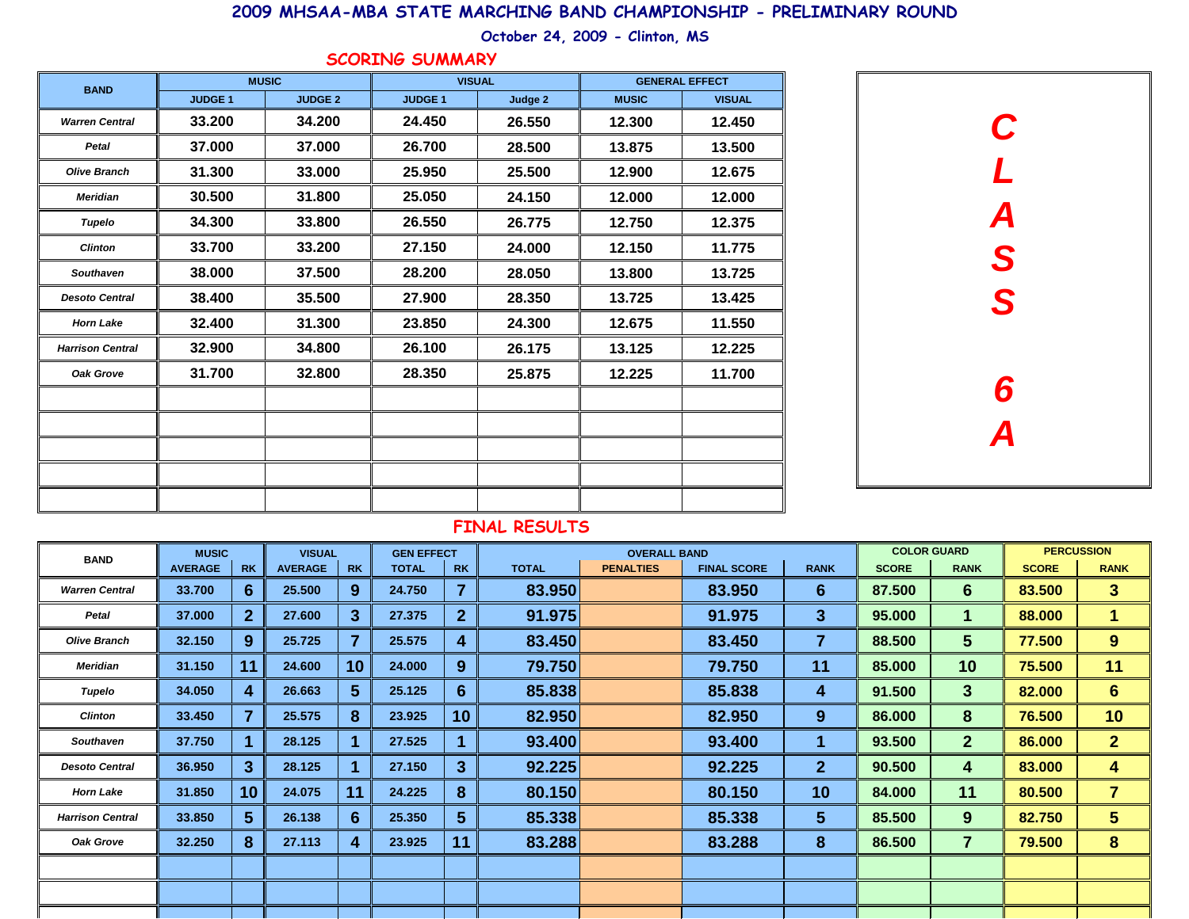# 2009 MHSAA-MBA STATE MARCHING BAND CHAMPIONSHIP - PRELIMINARY ROUND

October 24, 2009 - Clinton, MS

## SCORING SUMMARY

| BAND | MUSIC | | VISUAL | | GENERAL EFFECT | |
|---|---|---|---|---|---|---|
| | JUDGE 1 | JUDGE 2 | JUDGE 1 | Judge 2 | MUSIC | VISUAL |
| Warren Central | 33.200 | 34.200 | 24.450 | 26.550 | 12.300 | 12.450 |
| Petal | 37.000 | 37.000 | 26.700 | 28.500 | 13.875 | 13.500 |
| Olive Branch | 31.300 | 33.000 | 25.950 | 25.500 | 12.900 | 12.675 |
| Meridian | 30.500 | 31.800 | 25.050 | 24.150 | 12.000 | 12.000 |
| Tupelo | 34.300 | 33.800 | 26.550 | 26.775 | 12.750 | 12.375 |
| Clinton | 33.700 | 33.200 | 27.150 | 24.000 | 12.150 | 11.775 |
| Southaven | 38.000 | 37.500 | 28.200 | 28.050 | 13.800 | 13.725 |
| Desoto Central | 38.400 | 35.500 | 27.900 | 28.350 | 13.725 | 13.425 |
| Horn Lake | 32.400 | 31.300 | 23.850 | 24.300 | 12.675 | 11.550 |
| Harrison Central | 32.900 | 34.800 | 26.100 | 26.175 | 13.125 | 12.225 |
| Oak Grove | 31.700 | 32.800 | 28.350 | 25.875 | 12.225 | 11.700 |

CLASS 6A

## FINAL RESULTS

| BAND | MUSIC | | VISUAL | | GEN EFFECT | | OVERALL BAND | | | | COLOR GUARD | | PERCUSSION | |
|---|---|---|---|---|---|---|---|---|---|---|---|---|---|---|
| | AVERAGE | RK | AVERAGE | RK | TOTAL | RK | TOTAL | PENALTIES | FINAL SCORE | RANK | SCORE | RANK | SCORE | RANK |
| Warren Central | 33.700 | 6 | 25.500 | 9 | 24.750 | 7 | 83.950 | | 83.950 | 6 | 87.500 | 6 | 83.500 | 3 |
| Petal | 37.000 | 2 | 27.600 | 3 | 27.375 | 2 | 91.975 | | 91.975 | 3 | 95.000 | 1 | 88.000 | 1 |
| Olive Branch | 32.150 | 9 | 25.725 | 7 | 25.575 | 4 | 83.450 | | 83.450 | 7 | 88.500 | 5 | 77.500 | 9 |
| Meridian | 31.150 | 11 | 24.600 | 10 | 24.000 | 9 | 79.750 | | 79.750 | 11 | 85.000 | 10 | 75.500 | 11 |
| Tupelo | 34.050 | 4 | 26.663 | 5 | 25.125 | 6 | 85.838 | | 85.838 | 4 | 91.500 | 3 | 82.000 | 6 |
| Clinton | 33.450 | 7 | 25.575 | 8 | 23.925 | 10 | 82.950 | | 82.950 | 9 | 86.000 | 8 | 76.500 | 10 |
| Southaven | 37.750 | 1 | 28.125 | 1 | 27.525 | 1 | 93.400 | | 93.400 | 1 | 93.500 | 2 | 86.000 | 2 |
| Desoto Central | 36.950 | 3 | 28.125 | 1 | 27.150 | 3 | 92.225 | | 92.225 | 2 | 90.500 | 4 | 83.000 | 4 |
| Horn Lake | 31.850 | 10 | 24.075 | 11 | 24.225 | 8 | 80.150 | | 80.150 | 10 | 84.000 | 11 | 80.500 | 7 |
| Harrison Central | 33.850 | 5 | 26.138 | 6 | 25.350 | 5 | 85.338 | | 85.338 | 5 | 85.500 | 9 | 82.750 | 5 |
| Oak Grove | 32.250 | 8 | 27.113 | 4 | 23.925 | 11 | 83.288 | | 83.288 | 8 | 86.500 | 7 | 79.500 | 8 |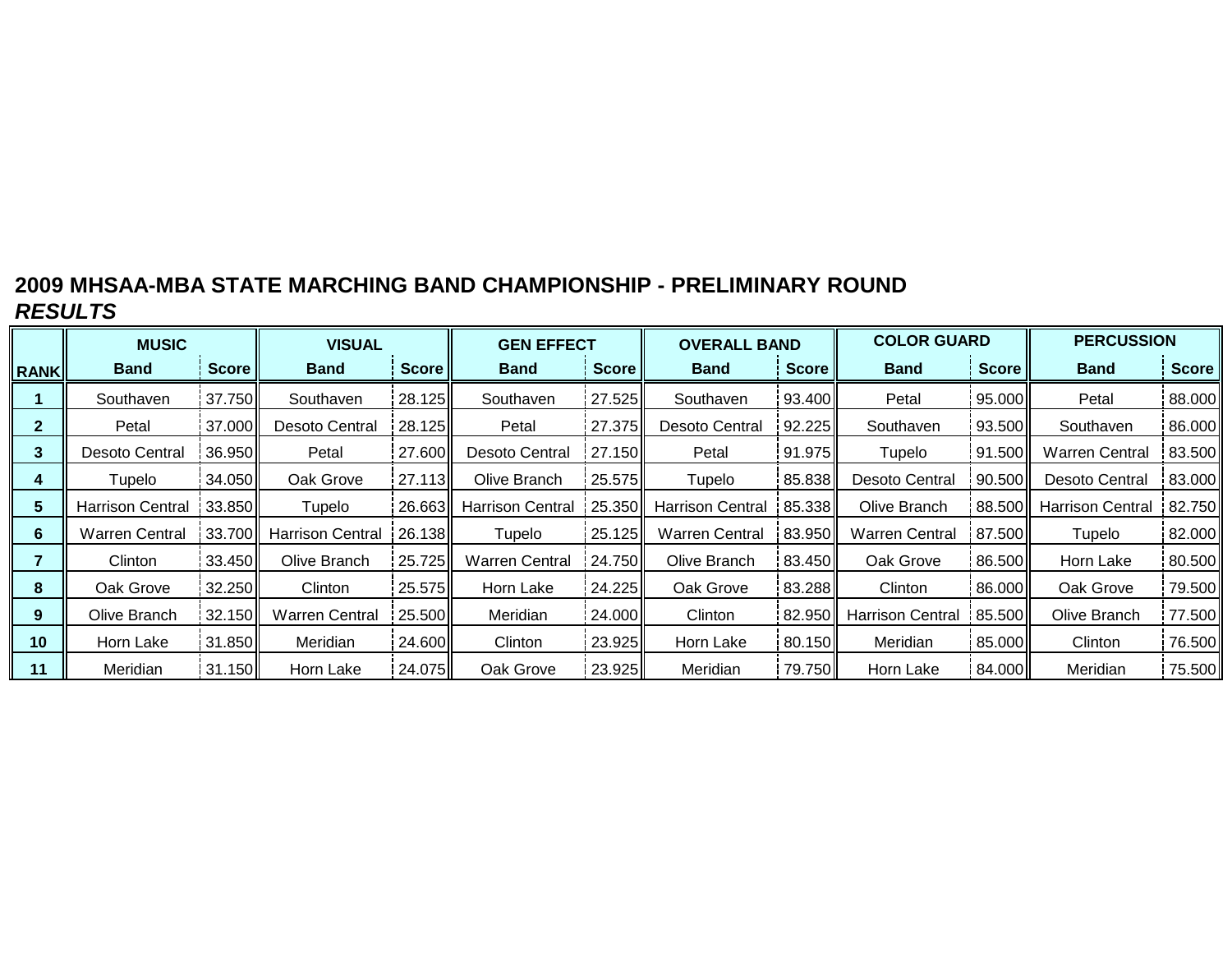**2009 MHSAA-MBA STATE MARCHING BAND CHAMPIONSHIP - PRELIMINARY ROUND**
***RESULTS***

| | MUSIC | | VISUAL | | GEN EFFECT | | OVERALL BAND | | COLOR GUARD | | PERCUSSION | |
|---|---|---|---|---|---|---|---|---|---|---|---|---|
| **RANK** | **Band** | **Score** | **Band** | **Score** | **Band** | **Score** | **Band** | **Score** | **Band** | **Score** | **Band** | **Score** |
| **1** | Southaven | 37.750 | Southaven | 28.125 | Southaven | 27.525 | Southaven | 93.400 | Petal | 95.000 | Petal | 88.000 |
| **2** | Petal | 37.000 | Desoto Central | 28.125 | Petal | 27.375 | Desoto Central | 92.225 | Southaven | 93.500 | Southaven | 86.000 |
| **3** | Desoto Central | 36.950 | Petal | 27.600 | Desoto Central | 27.150 | Petal | 91.975 | Tupelo | 91.500 | Warren Central | 83.500 |
| **4** | Tupelo | 34.050 | Oak Grove | 27.113 | Olive Branch | 25.575 | Tupelo | 85.838 | Desoto Central | 90.500 | Desoto Central | 83.000 |
| **5** | Harrison Central | 33.850 | Tupelo | 26.663 | Harrison Central | 25.350 | Harrison Central | 85.338 | Olive Branch | 88.500 | Harrison Central | 82.750 |
| **6** | Warren Central | 33.700 | Harrison Central | 26.138 | Tupelo | 25.125 | Warren Central | 83.950 | Warren Central | 87.500 | Tupelo | 82.000 |
| **7** | Clinton | 33.450 | Olive Branch | 25.725 | Warren Central | 24.750 | Olive Branch | 83.450 | Oak Grove | 86.500 | Horn Lake | 80.500 |
| **8** | Oak Grove | 32.250 | Clinton | 25.575 | Horn Lake | 24.225 | Oak Grove | 83.288 | Clinton | 86.000 | Oak Grove | 79.500 |
| **9** | Olive Branch | 32.150 | Warren Central | 25.500 | Meridian | 24.000 | Clinton | 82.950 | Harrison Central | 85.500 | Olive Branch | 77.500 |
| **10** | Horn Lake | 31.850 | Meridian | 24.600 | Clinton | 23.925 | Horn Lake | 80.150 | Meridian | 85.000 | Clinton | 76.500 |
| **11** | Meridian | 31.150 | Horn Lake | 24.075 | Oak Grove | 23.925 | Meridian | 79.750 | Horn Lake | 84.000 | Meridian | 75.500 |